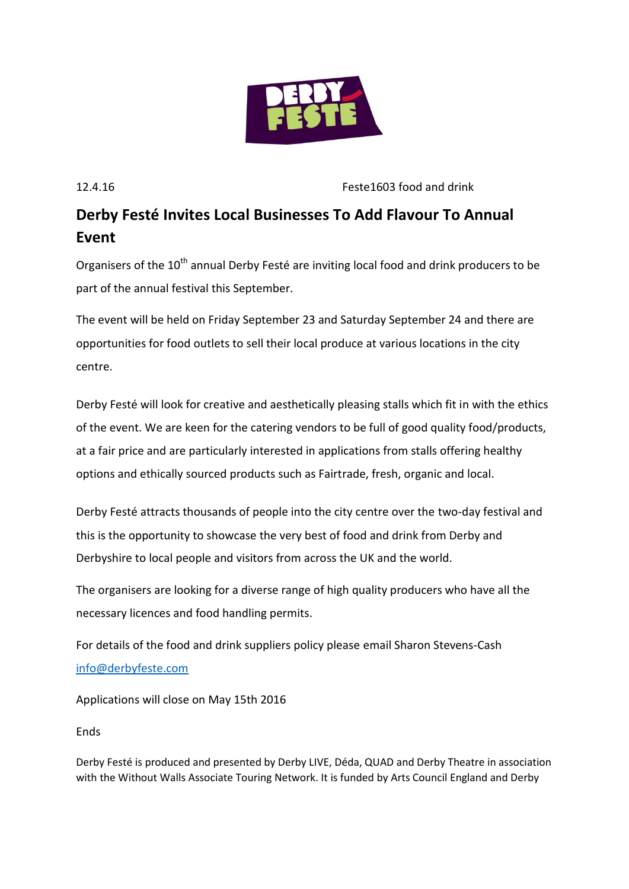12.4.16 Feste1603 food and drink

# Derby Festé Invites Local Businesses To Add Flavour To Annual Event

Organisers of the 10th annual Derby Festé are inviting local food and drink producers to be part of the annual festival this September.

The event will be held on Friday September 23 and Saturday September 24 and there are opportunities for food outlets to sell their local produce at various locations in the city centre.

Derby Festé will look for creative and aesthetically pleasing stalls which fit in with the ethics of the event. We are keen for the catering vendors to be full of good quality food/products, at a fair price and are particularly interested in applications from stalls offering healthy options and ethically sourced products such as Fairtrade, fresh, organic and local.

Derby Festé attracts thousands of people into the city centre over the two-day festival and this is the opportunity to showcase the very best of food and drink from Derby and Derbyshire to local people and visitors from across the UK and the world.

The organisers are looking for a diverse range of high quality producers who have all the necessary licences and food handling permits.

For details of the food and drink suppliers policy please email Sharon Stevens-Cash info@derbyfeste.com

Applications will close on May 15th 2016

Ends

Derby Festé is produced and presented by Derby LIVE, Déda, QUAD and Derby Theatre in association with the Without Walls Associate Touring Network. It is funded by Arts Council England and Derby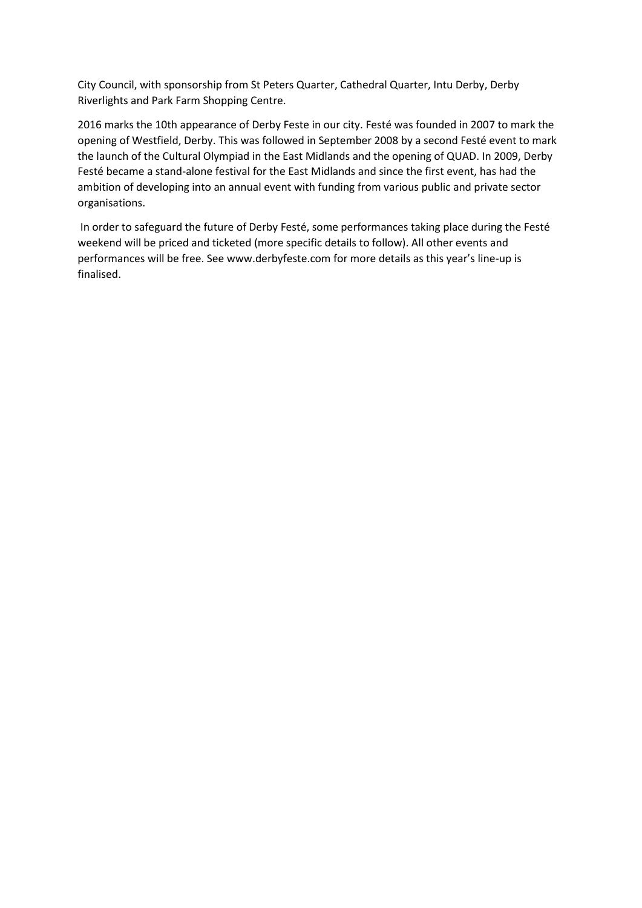City Council, with sponsorship from St Peters Quarter, Cathedral Quarter, Intu Derby, Derby Riverlights and Park Farm Shopping Centre.

2016 marks the 10th appearance of Derby Feste in our city. Festé was founded in 2007 to mark the opening of Westfield, Derby. This was followed in September 2008 by a second Festé event to mark the launch of the Cultural Olympiad in the East Midlands and the opening of QUAD. In 2009, Derby Festé became a stand-alone festival for the East Midlands and since the first event, has had the ambition of developing into an annual event with funding from various public and private sector organisations.

In order to safeguard the future of Derby Festé, some performances taking place during the Festé weekend will be priced and ticketed (more specific details to follow). All other events and performances will be free. See www.derbyfeste.com for more details as this year's line-up is finalised.